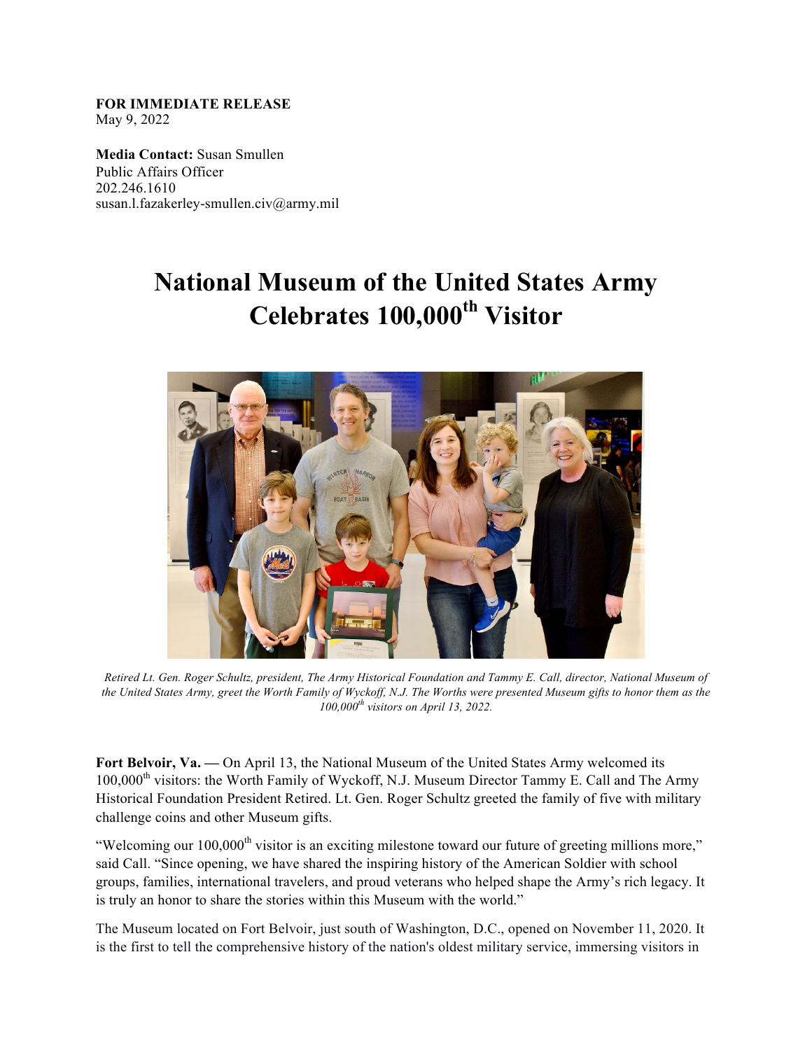**FOR IMMEDIATE RELEASE**
May 9, 2022

**Media Contact:** Susan Smullen
Public Affairs Officer
202.246.1610
susan.l.fazakerley-smullen.civ@army.mil

# National Museum of the United States Army Celebrates 100,000th Visitor

*Retired Lt. Gen. Roger Schultz, president, The Army Historical Foundation and Tammy E. Call, director, National Museum of the United States Army, greet the Worth Family of Wyckoff, N.J. The Worths were presented Museum gifts to honor them as the 100,000th visitors on April 13, 2022.*

**Fort Belvoir, Va. —** On April 13, the National Museum of the United States Army welcomed its 100,000th visitors: the Worth Family of Wyckoff, N.J. Museum Director Tammy E. Call and The Army Historical Foundation President Retired. Lt. Gen. Roger Schultz greeted the family of five with military challenge coins and other Museum gifts.

"Welcoming our 100,000th visitor is an exciting milestone toward our future of greeting millions more," said Call. "Since opening, we have shared the inspiring history of the American Soldier with school groups, families, international travelers, and proud veterans who helped shape the Army's rich legacy. It is truly an honor to share the stories within this Museum with the world."

The Museum located on Fort Belvoir, just south of Washington, D.C., opened on November 11, 2020. It is the first to tell the comprehensive history of the nation's oldest military service, immersing visitors in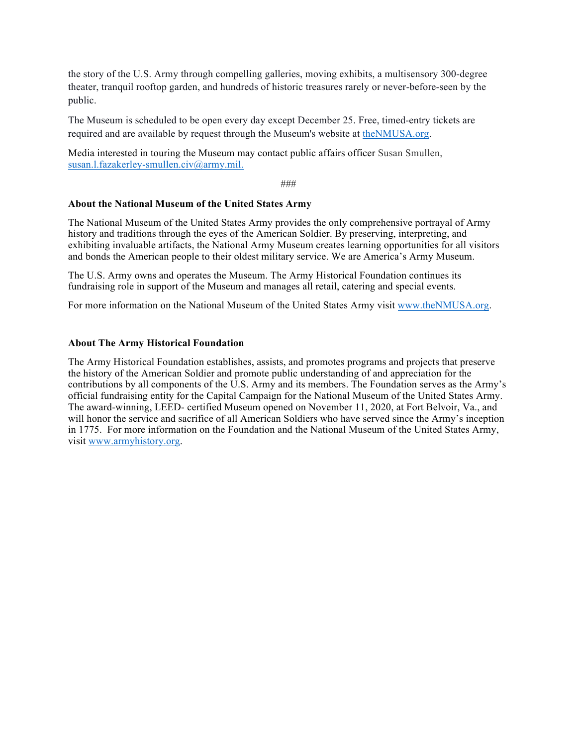the story of the U.S. Army through compelling galleries, moving exhibits, a multisensory 300-degree theater, tranquil rooftop garden, and hundreds of historic treasures rarely or never-before-seen by the public.

The Museum is scheduled to be open every day except December 25. Free, timed-entry tickets are required and are available by request through the Museum's website at [theNMUSA.org](theNMUSA.org).

Media interested in touring the Museum may contact public affairs officer Susan Smullen, [susan.l.fazakerley-smullen.civ@army.mil.](mailto:susan.l.fazakerley-smullen.civ@army.mil)

###

**About the National Museum of the United States Army**

The National Museum of the United States Army provides the only comprehensive portrayal of Army history and traditions through the eyes of the American Soldier. By preserving, interpreting, and exhibiting invaluable artifacts, the National Army Museum creates learning opportunities for all visitors and bonds the American people to their oldest military service. We are America's Army Museum.

The U.S. Army owns and operates the Museum. The Army Historical Foundation continues its fundraising role in support of the Museum and manages all retail, catering and special events.

For more information on the National Museum of the United States Army visit [www.theNMUSA.org](www.theNMUSA.org).

**About The Army Historical Foundation**

The Army Historical Foundation establishes, assists, and promotes programs and projects that preserve the history of the American Soldier and promote public understanding of and appreciation for the contributions by all components of the U.S. Army and its members. The Foundation serves as the Army's official fundraising entity for the Capital Campaign for the National Museum of the United States Army. The award-winning, LEED- certified Museum opened on November 11, 2020, at Fort Belvoir, Va., and will honor the service and sacrifice of all American Soldiers who have served since the Army's inception in 1775. For more information on the Foundation and the National Museum of the United States Army, visit [www.armyhistory.org](www.armyhistory.org).